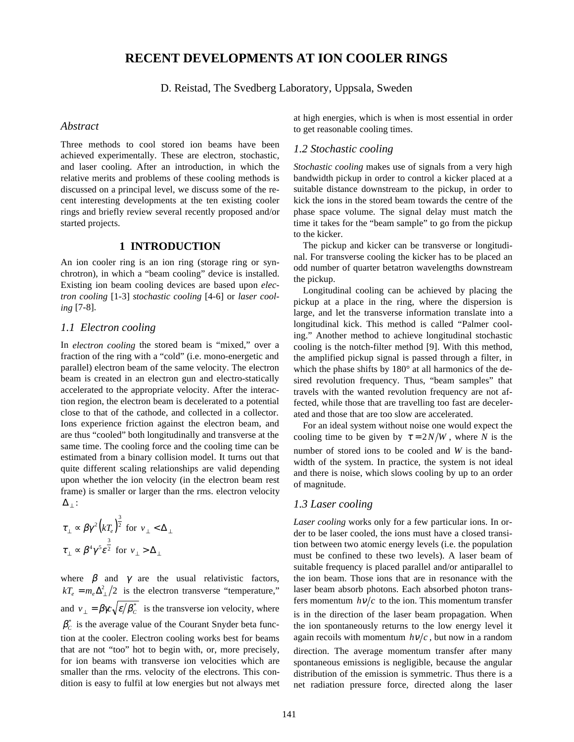# RECENT DEVELOPMENTS AT ION COOLER RINGS

D. Reistad, The Svedberg Laboratory, Uppsala, Sweden

## *Abstract*

Three methods to cool stored ion beams have been achieved experimentally. These are electron, stochastic, and laser cooling. After an introduction, in which the relative merits and problems of these cooling methods is discussed on a principal level, we discuss some of the recent interesting developments at the ten existing cooler rings and briefly review several recently proposed and/or started projects.

## 1 INTRODUCTION

An ion cooler ring is an ion ring (storage ring or synchrotron), in which a "beam cooling" device is installed. Existing ion beam cooling devices are based upon *electron cooling* [1-3] *stochastic cooling* [4-6] or *laser cooling* [7-8].

### *1.1 Electron cooling*

In *electron cooling* the stored beam is "mixed," over a fraction of the ring with a "cold" (i.e. mono-energetic and parallel) electron beam of the same velocity. The electron beam is created in an electron gun and electro-statically accelerated to the appropriate velocity. After the interaction region, the electron beam is decelerated to a potential close to that of the cathode, and collected in a collector. Ions experience friction against the electron beam, and are thus "cooled" both longitudinally and transverse at the same time. The cooling force and the cooling time can be estimated from a binary collision model. It turns out that quite different scaling relationships are valid depending upon whether the ion velocity (in the electron beam rest frame) is smaller or larger than the rms. electron velocity $\Delta_\perp$:

$$\tau_\perp \propto \beta\gamma^2 \left(kT_e\right)^{\frac{3}{2}} \text{ for } v_\perp < \Delta_\perp$$

$$\tau_\perp \propto \beta^4\gamma^5\varepsilon^{\frac{3}{2}} \text{ for } v_\perp > \Delta_\perp$$

where $\beta$ and $\gamma$ are the usual relativistic factors, $kT_e = m_e\Delta_\perp^2/2$ is the electron transverse "temperature," and $v_\perp = \beta\gamma c\sqrt{\varepsilon/\beta_C^*}$ is the transverse ion velocity, where $\beta_C^*$ is the average value of the Courant Snyder beta function at the cooler. Electron cooling works best for beams that are not "too" hot to begin with, or, more precisely, for ion beams with transverse ion velocities which are smaller than the rms. velocity of the electrons. This condition is easy to fulfil at low energies but not always met at high energies, which is when is most essential in order to get reasonable cooling times.

### *1.2 Stochastic cooling*

*Stochastic cooling* makes use of signals from a very high bandwidth pickup in order to control a kicker placed at a suitable distance downstream to the pickup, in order to kick the ions in the stored beam towards the centre of the phase space volume. The signal delay must match the time it takes for the "beam sample" to go from the pickup to the kicker.

The pickup and kicker can be transverse or longitudinal. For transverse cooling the kicker has to be placed an odd number of quarter betatron wavelengths downstream the pickup.

Longitudinal cooling can be achieved by placing the pickup at a place in the ring, where the dispersion is large, and let the transverse information translate into a longitudinal kick. This method is called "Palmer cooling." Another method to achieve longitudinal stochastic cooling is the notch-filter method [9]. With this method, the amplified pickup signal is passed through a filter, in which the phase shifts by 180° at all harmonics of the desired revolution frequency. Thus, "beam samples" that travels with the wanted revolution frequency are not affected, while those that are travelling too fast are decelerated and those that are too slow are accelerated.

For an ideal system without noise one would expect the cooling time to be given by $\tau = 2N/W$, where *N* is the number of stored ions to be cooled and *W* is the bandwidth of the system. In practice, the system is not ideal and there is noise, which slows cooling by up to an order of magnitude.

### *1.3 Laser cooling*

*Laser cooling* works only for a few particular ions. In order to be laser cooled, the ions must have a closed transition between two atomic energy levels (i.e. the population must be confined to these two levels). A laser beam of suitable frequency is placed parallel and/or antiparallel to the ion beam. Those ions that are in resonance with the laser beam absorb photons. Each absorbed photon transfers momentum $h\nu/c$ to the ion. This momentum transfer is in the direction of the laser beam propagation. When the ion spontaneously returns to the low energy level it again recoils with momentum $h\nu/c$, but now in a random direction. The average momentum transfer after many spontaneous emissions is negligible, because the angular distribution of the emission is symmetric. Thus there is a net radiation pressure force, directed along the laser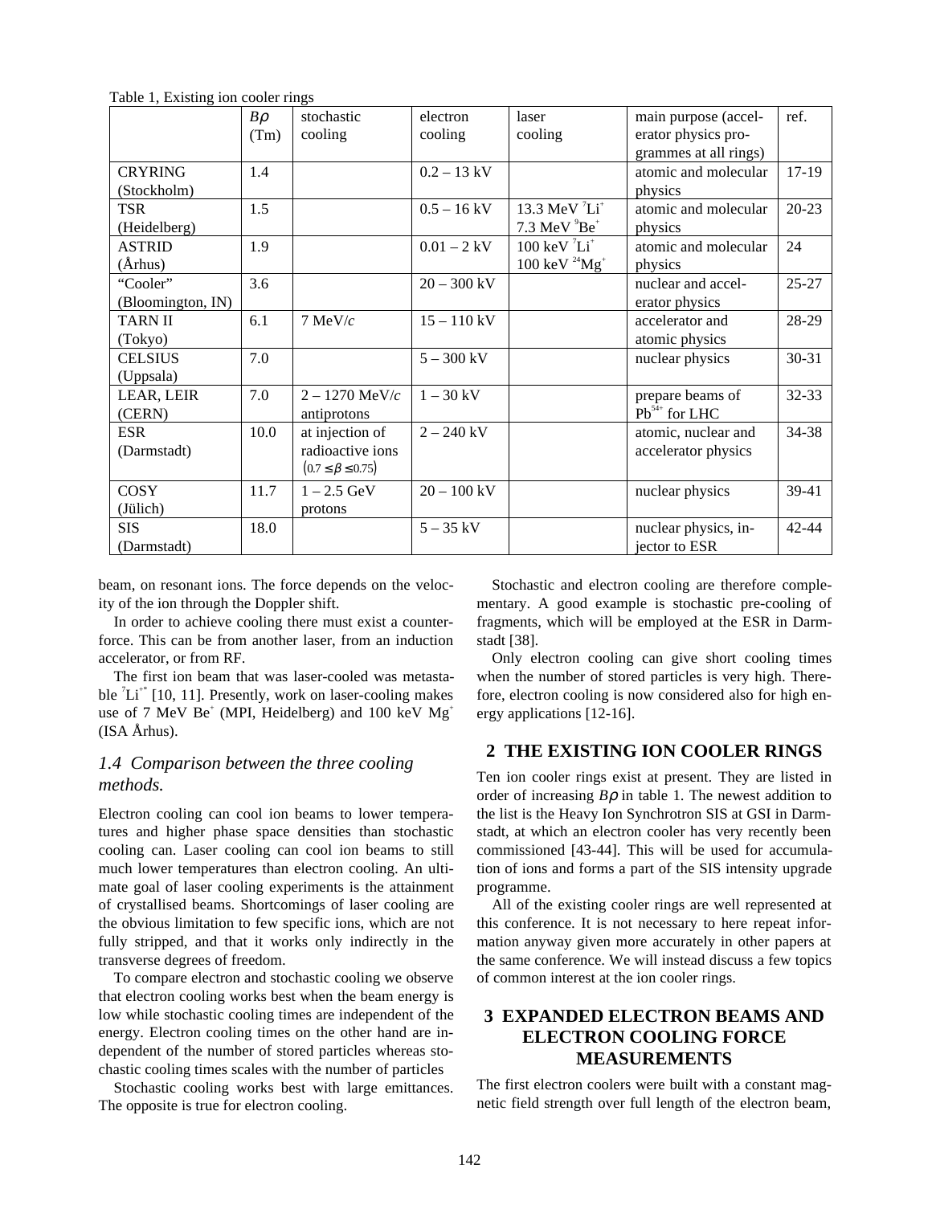Table 1, Existing ion cooler rings

| | $B\rho$ (Tm) | stochastic cooling | electron cooling | laser cooling | main purpose (accelerator physics programmes at all rings) | ref. |
|---|---|---|---|---|---|---|
| CRYRING (Stockholm) | 1.4 | | 0.2 – 13 kV | | atomic and molecular physics | 17-19 |
| TSR (Heidelberg) | 1.5 | | 0.5 – 16 kV | 13.3 MeV $^7Li^+$ 7.3 MeV $^9Be^+$ | atomic and molecular physics | 20-23 |
| ASTRID (Århus) | 1.9 | | 0.01 – 2 kV | 100 keV $^7Li^+$ 100 keV $^{24}Mg^+$ | atomic and molecular physics | 24 |
| "Cooler" (Bloomington, IN) | 3.6 | | 20 – 300 kV | | nuclear and accelerator physics | 25-27 |
| TARN II (Tokyo) | 6.1 | 7 MeV/*c* | 15 – 110 kV | | accelerator and atomic physics | 28-29 |
| CELSIUS (Uppsala) | 7.0 | | 5 – 300 kV | | nuclear physics | 30-31 |
| LEAR, LEIR (CERN) | 7.0 | 2 – 1270 MeV/*c* antiprotons | 1 – 30 kV | | prepare beams of $Pb^{54+}$ for LHC | 32-33 |
| ESR (Darmstadt) | 10.0 | at injection of radioactive ions $(0.7 \le \beta \le 0.75)$ | 2 – 240 kV | | atomic, nuclear and accelerator physics | 34-38 |
| COSY (Jülich) | 11.7 | 1 – 2.5 GeV protons | 20 – 100 kV | | nuclear physics | 39-41 |
| SIS (Darmstadt) | 18.0 | | 5 – 35 kV | | nuclear physics, injector to ESR | 42-44 |

beam, on resonant ions. The force depends on the velocity of the ion through the Doppler shift.

In order to achieve cooling there must exist a counterforce. This can be from another laser, from an induction accelerator, or from RF.

The first ion beam that was laser-cooled was metastable $^7Li^{+*}$ [10, 11]. Presently, work on laser-cooling makes use of 7 MeV $Be^+$ (MPI, Heidelberg) and 100 keV $Mg^+$ (ISA Århus).

### *1.4 Comparison between the three cooling methods.*

Electron cooling can cool ion beams to lower temperatures and higher phase space densities than stochastic cooling can. Laser cooling can cool ion beams to still much lower temperatures than electron cooling. An ultimate goal of laser cooling experiments is the attainment of crystallised beams. Shortcomings of laser cooling are the obvious limitation to few specific ions, which are not fully stripped, and that it works only indirectly in the transverse degrees of freedom.

To compare electron and stochastic cooling we observe that electron cooling works best when the beam energy is low while stochastic cooling times are independent of the energy. Electron cooling times on the other hand are independent of the number of stored particles whereas stochastic cooling times scales with the number of particles

Stochastic cooling works best with large emittances. The opposite is true for electron cooling.

Stochastic and electron cooling are therefore complementary. A good example is stochastic pre-cooling of fragments, which will be employed at the ESR in Darmstadt [38].

Only electron cooling can give short cooling times when the number of stored particles is very high. Therefore, electron cooling is now considered also for high energy applications [12-16].

## 2 THE EXISTING ION COOLER RINGS

Ten ion cooler rings exist at present. They are listed in order of increasing $B\rho$ in table 1. The newest addition to the list is the Heavy Ion Synchrotron SIS at GSI in Darmstadt, at which an electron cooler has very recently been commissioned [43-44]. This will be used for accumulation of ions and forms a part of the SIS intensity upgrade programme.

All of the existing cooler rings are well represented at this conference. It is not necessary to here repeat information anyway given more accurately in other papers at the same conference. We will instead discuss a few topics of common interest at the ion cooler rings.

## 3 EXPANDED ELECTRON BEAMS AND ELECTRON COOLING FORCE MEASUREMENTS

The first electron coolers were built with a constant magnetic field strength over full length of the electron beam,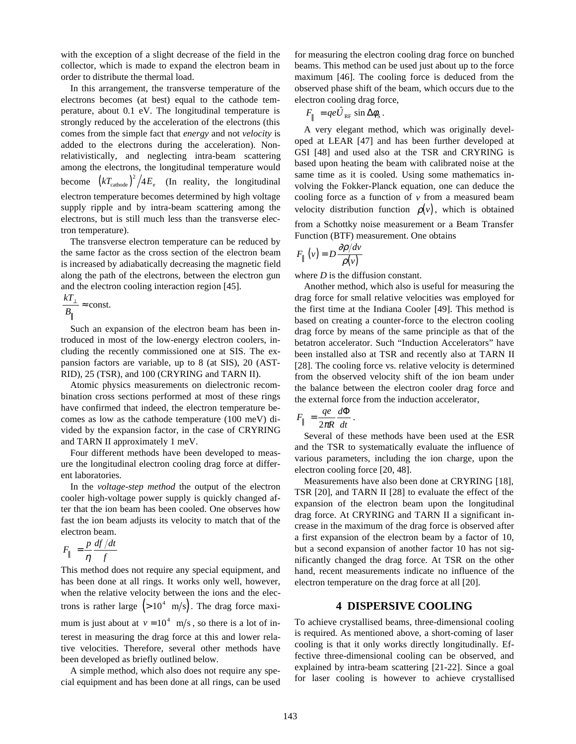with the exception of a slight decrease of the field in the collector, which is made to expand the electron beam in order to distribute the thermal load.

In this arrangement, the transverse temperature of the electrons becomes (at best) equal to the cathode temperature, about 0.1 eV. The longitudinal temperature is strongly reduced by the acceleration of the electrons (this comes from the simple fact that *energy* and not *velocity* is added to the electrons during the acceleration). Non-relativistically, and neglecting intra-beam scattering among the electrons, the longitudinal temperature would become $\left(kT_{\text{cathode}}\right)^2/4E_{\text{e}}$ (In reality, the longitudinal electron temperature becomes determined by high voltage supply ripple and by intra-beam scattering among the electrons, but is still much less than the transverse electron temperature).

The transverse electron temperature can be reduced by the same factor as the cross section of the electron beam is increased by adiabatically decreasing the magnetic field along the path of the electrons, between the electron gun and the electron cooling interaction region [45].

$$\frac{kT_{\perp}}{B_{\|}} \approx \text{const.}$$

Such an expansion of the electron beam has been introduced in most of the low-energy electron coolers, including the recently commissioned one at SIS. The expansion factors are variable, up to 8 (at SIS), 20 (ASTRID), 25 (TSR), and 100 (CRYRING and TARN II).

Atomic physics measurements on dielectronic recombination cross sections performed at most of these rings have confirmed that indeed, the electron temperature becomes as low as the cathode temperature (100 meV) divided by the expansion factor, in the case of CRYRING and TARN II approximately 1 meV.

Four different methods have been developed to measure the longitudinal electron cooling drag force at different laboratories.

In the *voltage-step method* the output of the electron cooler high-voltage power supply is quickly changed after that the ion beam has been cooled. One observes how fast the ion beam adjusts its velocity to match that of the electron beam.

$$F_{\|} = \frac{p}{\eta}\frac{df/dt}{f}$$

This method does not require any special equipment, and has been done at all rings. It works only well, however, when the relative velocity between the ions and the electrons is rather large $\left(>10^4 \text{ m/s}\right)$. The drag force maximum is just about at $v = 10^4 \text{ m/s}$, so there is a lot of interest in measuring the drag force at this and lower relative velocities. Therefore, several other methods have been developed as briefly outlined below.

A simple method, which also does not require any special equipment and has been done at all rings, can be used for measuring the electron cooling drag force on bunched beams. This method can be used just about up to the force maximum [46]. The cooling force is deduced from the observed phase shift of the beam, which occurs due to the electron cooling drag force,

$$F_{\|} = qe\hat{U}_{\text{RF}} \sin \Delta\phi_{\text{S}} .$$

A very elegant method, which was originally developed at LEAR [47] and has been further developed at GSI [48] and used also at the TSR and CRYRING is based upon heating the beam with calibrated noise at the same time as it is cooled. Using some mathematics involving the Fokker-Planck equation, one can deduce the cooling force as a function of $v$ from a measured beam velocity distribution function $\rho(v)$, which is obtained from a Schottky noise measurement or a Beam Transfer Function (BTF) measurement. One obtains

$$F_{\|}(v) = D\frac{\partial\rho/dv}{\rho(v)}$$

where $D$ is the diffusion constant.

Another method, which also is useful for measuring the drag force for small relative velocities was employed for the first time at the Indiana Cooler [49]. This method is based on creating a counter-force to the electron cooling drag force by means of the same principle as that of the betatron accelerator. Such "Induction Accelerators" have been installed also at TSR and recently also at TARN II [28]. The cooling force vs. relative velocity is determined from the observed velocity shift of the ion beam under the balance between the electron cooler drag force and the external force from the induction accelerator,

$$F_{\|} = \frac{qe}{2\pi R}\frac{d\Phi}{dt} .$$

Several of these methods have been used at the ESR and the TSR to systematically evaluate the influence of various parameters, including the ion charge, upon the electron cooling force [20, 48].

Measurements have also been done at CRYRING [18], TSR [20], and TARN II [28] to evaluate the effect of the expansion of the electron beam upon the longitudinal drag force. At CRYRING and TARN II a significant increase in the maximum of the drag force is observed after a first expansion of the electron beam by a factor of 10, but a second expansion of another factor 10 has not significantly changed the drag force. At TSR on the other hand, recent measurements indicate no influence of the electron temperature on the drag force at all [20].

## 4 DISPERSIVE COOLING

To achieve crystallised beams, three-dimensional cooling is required. As mentioned above, a short-coming of laser cooling is that it only works directly longitudinally. Effective three-dimensional cooling can be observed, and explained by intra-beam scattering [21-22]. Since a goal for laser cooling is however to achieve crystallised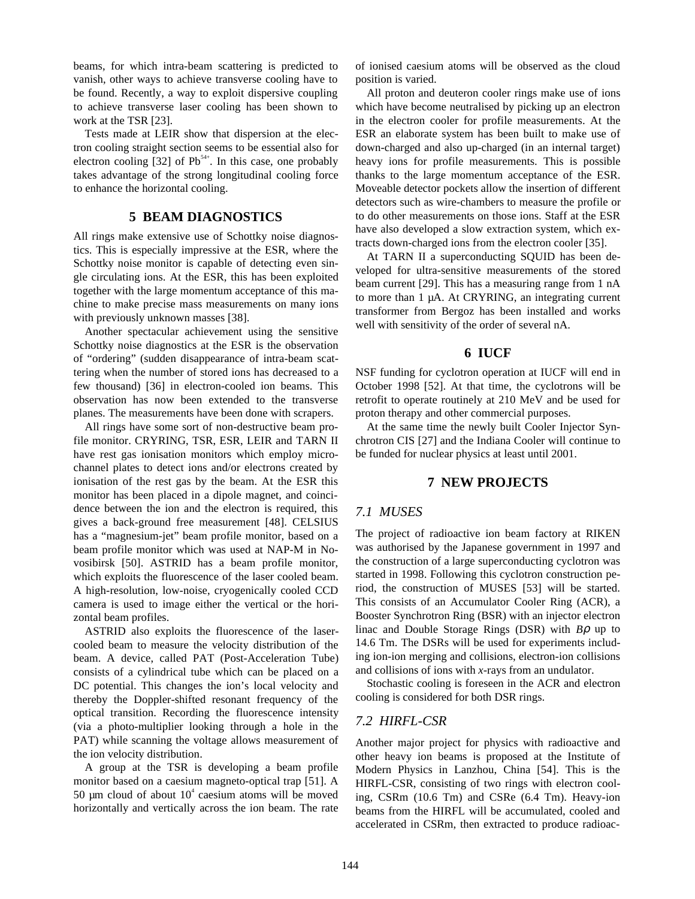beams, for which intra-beam scattering is predicted to vanish, other ways to achieve transverse cooling have to be found. Recently, a way to exploit dispersive coupling to achieve transverse laser cooling has been shown to work at the TSR [23].

Tests made at LEIR show that dispersion at the electron cooling straight section seems to be essential also for electron cooling [32] of $Pb^{54+}$. In this case, one probably takes advantage of the strong longitudinal cooling force to enhance the horizontal cooling.

## 5 BEAM DIAGNOSTICS

All rings make extensive use of Schottky noise diagnostics. This is especially impressive at the ESR, where the Schottky noise monitor is capable of detecting even single circulating ions. At the ESR, this has been exploited together with the large momentum acceptance of this machine to make precise mass measurements on many ions with previously unknown masses [38].

Another spectacular achievement using the sensitive Schottky noise diagnostics at the ESR is the observation of "ordering" (sudden disappearance of intra-beam scattering when the number of stored ions has decreased to a few thousand) [36] in electron-cooled ion beams. This observation has now been extended to the transverse planes. The measurements have been done with scrapers.

All rings have some sort of non-destructive beam profile monitor. CRYRING, TSR, ESR, LEIR and TARN II have rest gas ionisation monitors which employ microchannel plates to detect ions and/or electrons created by ionisation of the rest gas by the beam. At the ESR this monitor has been placed in a dipole magnet, and coincidence between the ion and the electron is required, this gives a back-ground free measurement [48]. CELSIUS has a "magnesium-jet" beam profile monitor, based on a beam profile monitor which was used at NAP-M in Novosibirsk [50]. ASTRID has a beam profile monitor, which exploits the fluorescence of the laser cooled beam. A high-resolution, low-noise, cryogenically cooled CCD camera is used to image either the vertical or the horizontal beam profiles.

ASTRID also exploits the fluorescence of the laser-cooled beam to measure the velocity distribution of the beam. A device, called PAT (Post-Acceleration Tube) consists of a cylindrical tube which can be placed on a DC potential. This changes the ion's local velocity and thereby the Doppler-shifted resonant frequency of the optical transition. Recording the fluorescence intensity (via a photo-multiplier looking through a hole in the PAT) while scanning the voltage allows measurement of the ion velocity distribution.

A group at the TSR is developing a beam profile monitor based on a caesium magneto-optical trap [51]. A 50 µm cloud of about $10^4$ caesium atoms will be moved horizontally and vertically across the ion beam. The rate of ionised caesium atoms will be observed as the cloud position is varied.

All proton and deuteron cooler rings make use of ions which have become neutralised by picking up an electron in the electron cooler for profile measurements. At the ESR an elaborate system has been built to make use of down-charged and also up-charged (in an internal target) heavy ions for profile measurements. This is possible thanks to the large momentum acceptance of the ESR. Moveable detector pockets allow the insertion of different detectors such as wire-chambers to measure the profile or to do other measurements on those ions. Staff at the ESR have also developed a slow extraction system, which extracts down-charged ions from the electron cooler [35].

At TARN II a superconducting SQUID has been developed for ultra-sensitive measurements of the stored beam current [29]. This has a measuring range from 1 nA to more than 1 µA. At CRYRING, an integrating current transformer from Bergoz has been installed and works well with sensitivity of the order of several nA.

## 6 IUCF

NSF funding for cyclotron operation at IUCF will end in October 1998 [52]. At that time, the cyclotrons will be retrofit to operate routinely at 210 MeV and be used for proton therapy and other commercial purposes.

At the same time the newly built Cooler Injector Synchrotron CIS [27] and the Indiana Cooler will continue to be funded for nuclear physics at least until 2001.

## 7 NEW PROJECTS

### *7.1 MUSES*

The project of radioactive ion beam factory at RIKEN was authorised by the Japanese government in 1997 and the construction of a large superconducting cyclotron was started in 1998. Following this cyclotron construction period, the construction of MUSES [53] will be started. This consists of an Accumulator Cooler Ring (ACR), a Booster Synchrotron Ring (BSR) with an injector electron linac and Double Storage Rings (DSR) with $B\rho$ up to 14.6 Tm. The DSRs will be used for experiments including ion-ion merging and collisions, electron-ion collisions and collisions of ions with *x*-rays from an undulator.

Stochastic cooling is foreseen in the ACR and electron cooling is considered for both DSR rings.

### *7.2 HIRFL-CSR*

Another major project for physics with radioactive and other heavy ion beams is proposed at the Institute of Modern Physics in Lanzhou, China [54]. This is the HIRFL-CSR, consisting of two rings with electron cooling, CSRm (10.6 Tm) and CSRe (6.4 Tm). Heavy-ion beams from the HIRFL will be accumulated, cooled and accelerated in CSRm, then extracted to produce radioac-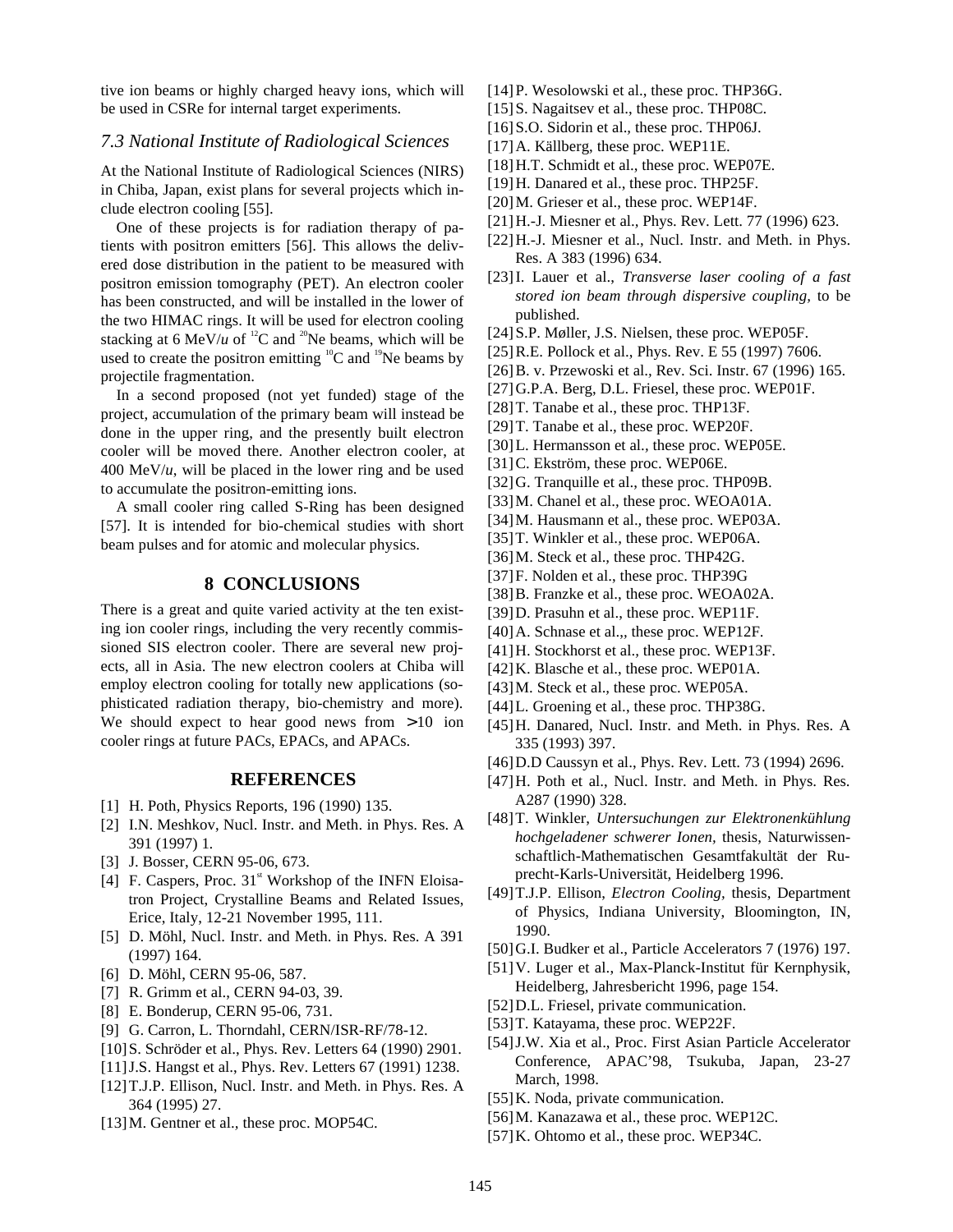tive ion beams or highly charged heavy ions, which will be used in CSRe for internal target experiments.

### *7.3 National Institute of Radiological Sciences*

At the National Institute of Radiological Sciences (NIRS) in Chiba, Japan, exist plans for several projects which include electron cooling [55].

One of these projects is for radiation therapy of patients with positron emitters [56]. This allows the delivered dose distribution in the patient to be measured with positron emission tomography (PET). An electron cooler has been constructed, and will be installed in the lower of the two HIMAC rings. It will be used for electron cooling stacking at 6 MeV/*u* of $^{12}$C and $^{20}$Ne beams, which will be used to create the positron emitting $^{10}$C and $^{19}$Ne beams by projectile fragmentation.

In a second proposed (not yet funded) stage of the project, accumulation of the primary beam will instead be done in the upper ring, and the presently built electron cooler will be moved there. Another electron cooler, at 400 MeV/*u*, will be placed in the lower ring and be used to accumulate the positron-emitting ions.

A small cooler ring called S-Ring has been designed [57]. It is intended for bio-chemical studies with short beam pulses and for atomic and molecular physics.

## 8 CONCLUSIONS

There is a great and quite varied activity at the ten existing ion cooler rings, including the very recently commissioned SIS electron cooler. There are several new projects, all in Asia. The new electron coolers at Chiba will employ electron cooling for totally new applications (sophisticated radiation therapy, bio-chemistry and more). We should expect to hear good news from $>10$ ion cooler rings at future PACs, EPACs, and APACs.

## REFERENCES

[1] H. Poth, Physics Reports, 196 (1990) 135.
[2] I.N. Meshkov, Nucl. Instr. and Meth. in Phys. Res. A 391 (1997) 1.
[3] J. Bosser, CERN 95-06, 673.
[4] F. Caspers, Proc. 31st Workshop of the INFN Eloisatron Project, Crystalline Beams and Related Issues, Erice, Italy, 12-21 November 1995, 111.
[5] D. Möhl, Nucl. Instr. and Meth. in Phys. Res. A 391 (1997) 164.
[6] D. Möhl, CERN 95-06, 587.
[7] R. Grimm et al., CERN 94-03, 39.
[8] E. Bonderup, CERN 95-06, 731.
[9] G. Carron, L. Thorndahl, CERN/ISR-RF/78-12.
[10] S. Schröder et al., Phys. Rev. Letters 64 (1990) 2901.
[11] J.S. Hangst et al., Phys. Rev. Letters 67 (1991) 1238.
[12] T.J.P. Ellison, Nucl. Instr. and Meth. in Phys. Res. A 364 (1995) 27.
[13] M. Gentner et al., these proc. MOP54C.
[14] P. Wesolowski et al., these proc. THP36G.
[15] S. Nagaitsev et al., these proc. THP08C.
[16] S.O. Sidorin et al., these proc. THP06J.
[17] A. Källberg, these proc. WEP11E.
[18] H.T. Schmidt et al., these proc. WEP07E.
[19] H. Danared et al., these proc. THP25F.
[20] M. Grieser et al., these proc. WEP14F.
[21] H.-J. Miesner et al., Phys. Rev. Lett. 77 (1996) 623.
[22] H.-J. Miesner et al., Nucl. Instr. and Meth. in Phys. Res. A 383 (1996) 634.
[23] I. Lauer et al., *Transverse laser cooling of a fast stored ion beam through dispersive coupling*, to be published.
[24] S.P. Møller, J.S. Nielsen, these proc. WEP05F.
[25] R.E. Pollock et al., Phys. Rev. E 55 (1997) 7606.
[26] B. v. Przewoski et al., Rev. Sci. Instr. 67 (1996) 165.
[27] G.P.A. Berg, D.L. Friesel, these proc. WEP01F.
[28] T. Tanabe et al., these proc. THP13F.
[29] T. Tanabe et al., these proc. WEP20F.
[30] L. Hermansson et al., these proc. WEP05E.
[31] C. Ekström, these proc. WEP06E.
[32] G. Tranquille et al., these proc. THP09B.
[33] M. Chanel et al., these proc. WEOA01A.
[34] M. Hausmann et al., these proc. WEP03A.
[35] T. Winkler et al., these proc. WEP06A.
[36] M. Steck et al., these proc. THP42G.
[37] F. Nolden et al., these proc. THP39G
[38] B. Franzke et al., these proc. WEOA02A.
[39] D. Prasuhn et al., these proc. WEP11F.
[40] A. Schnase et al.,, these proc. WEP12F.
[41] H. Stockhorst et al., these proc. WEP13F.
[42] K. Blasche et al., these proc. WEP01A.
[43] M. Steck et al., these proc. WEP05A.
[44] L. Groening et al., these proc. THP38G.
[45] H. Danared, Nucl. Instr. and Meth. in Phys. Res. A 335 (1993) 397.
[46] D.D Caussyn et al., Phys. Rev. Lett. 73 (1994) 2696.
[47] H. Poth et al., Nucl. Instr. and Meth. in Phys. Res. A287 (1990) 328.
[48] T. Winkler, *Untersuchungen zur Elektronenkühlung hochgeladener schwerer Ionen*, thesis, Naturwissenschaftlich-Mathematischen Gesamtfakultät der Ruprecht-Karls-Universität, Heidelberg 1996.
[49] T.J.P. Ellison, *Electron Cooling*, thesis, Department of Physics, Indiana University, Bloomington, IN, 1990.
[50] G.I. Budker et al., Particle Accelerators 7 (1976) 197.
[51] V. Luger et al., Max-Planck-Institut für Kernphysik, Heidelberg, Jahresbericht 1996, page 154.
[52] D.L. Friesel, private communication.
[53] T. Katayama, these proc. WEP22F.
[54] J.W. Xia et al., Proc. First Asian Particle Accelerator Conference, APAC'98, Tsukuba, Japan, 23-27 March, 1998.
[55] K. Noda, private communication.
[56] M. Kanazawa et al., these proc. WEP12C.
[57] K. Ohtomo et al., these proc. WEP34C.